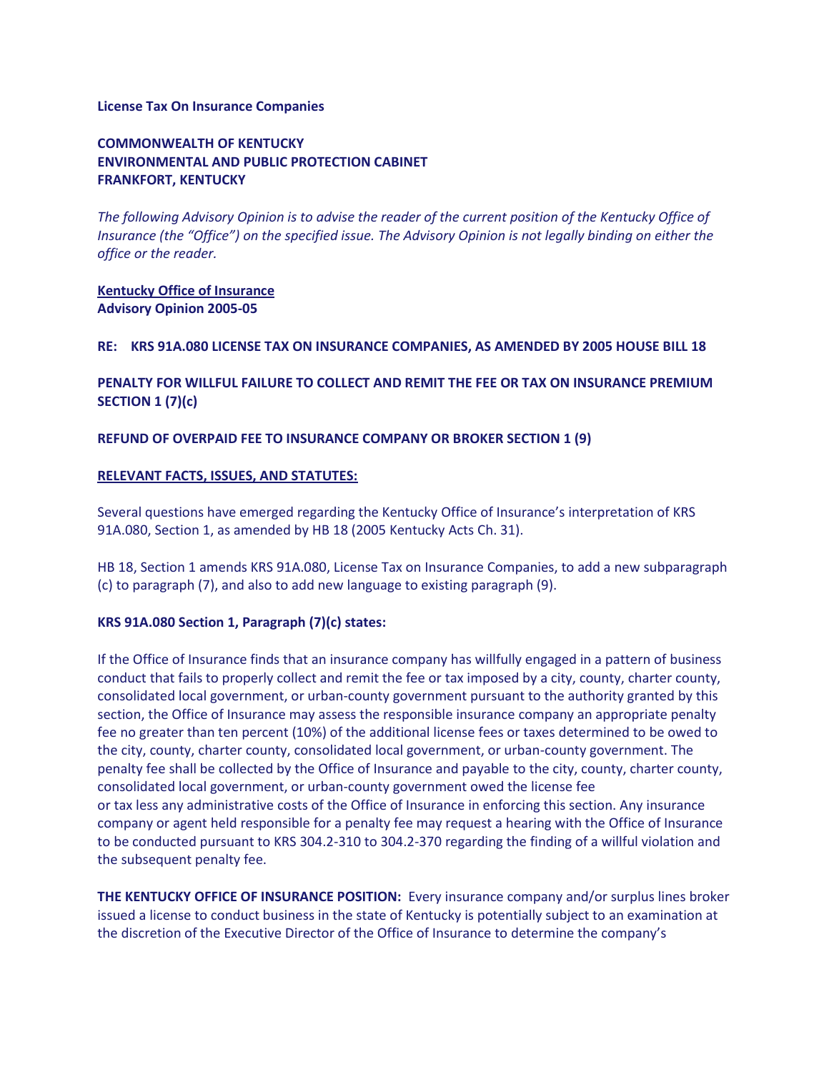**License Tax On Insurance Companies**

**COMMONWEALTH OF KENTUCKY**
**ENVIRONMENTAL AND PUBLIC PROTECTION CABINET**
**FRANKFORT, KENTUCKY**

*The following Advisory Opinion is to advise the reader of the current position of the Kentucky Office of Insurance (the "Office") on the specified issue. The Advisory Opinion is not legally binding on either the office or the reader.*

**Kentucky Office of Insurance**
**Advisory Opinion 2005-05**

**RE: KRS 91A.080 LICENSE TAX ON INSURANCE COMPANIES, AS AMENDED BY 2005 HOUSE BILL 18**

**PENALTY FOR WILLFUL FAILURE TO COLLECT AND REMIT THE FEE OR TAX ON INSURANCE PREMIUM SECTION 1 (7)(c)**

**REFUND OF OVERPAID FEE TO INSURANCE COMPANY OR BROKER SECTION 1 (9)**

**RELEVANT FACTS, ISSUES, AND STATUTES:**

Several questions have emerged regarding the Kentucky Office of Insurance's interpretation of KRS 91A.080, Section 1, as amended by HB 18 (2005 Kentucky Acts Ch. 31).

HB 18, Section 1 amends KRS 91A.080, License Tax on Insurance Companies, to add a new subparagraph (c) to paragraph (7), and also to add new language to existing paragraph (9).

**KRS 91A.080 Section 1, Paragraph (7)(c) states:**

If the Office of Insurance finds that an insurance company has willfully engaged in a pattern of business conduct that fails to properly collect and remit the fee or tax imposed by a city, county, charter county, consolidated local government, or urban-county government pursuant to the authority granted by this section, the Office of Insurance may assess the responsible insurance company an appropriate penalty fee no greater than ten percent (10%) of the additional license fees or taxes determined to be owed to the city, county, charter county, consolidated local government, or urban-county government. The penalty fee shall be collected by the Office of Insurance and payable to the city, county, charter county, consolidated local government, or urban-county government owed the license fee or tax less any administrative costs of the Office of Insurance in enforcing this section. Any insurance company or agent held responsible for a penalty fee may request a hearing with the Office of Insurance to be conducted pursuant to KRS 304.2-310 to 304.2-370 regarding the finding of a willful violation and the subsequent penalty fee.

**THE KENTUCKY OFFICE OF INSURANCE POSITION:** Every insurance company and/or surplus lines broker issued a license to conduct business in the state of Kentucky is potentially subject to an examination at the discretion of the Executive Director of the Office of Insurance to determine the company's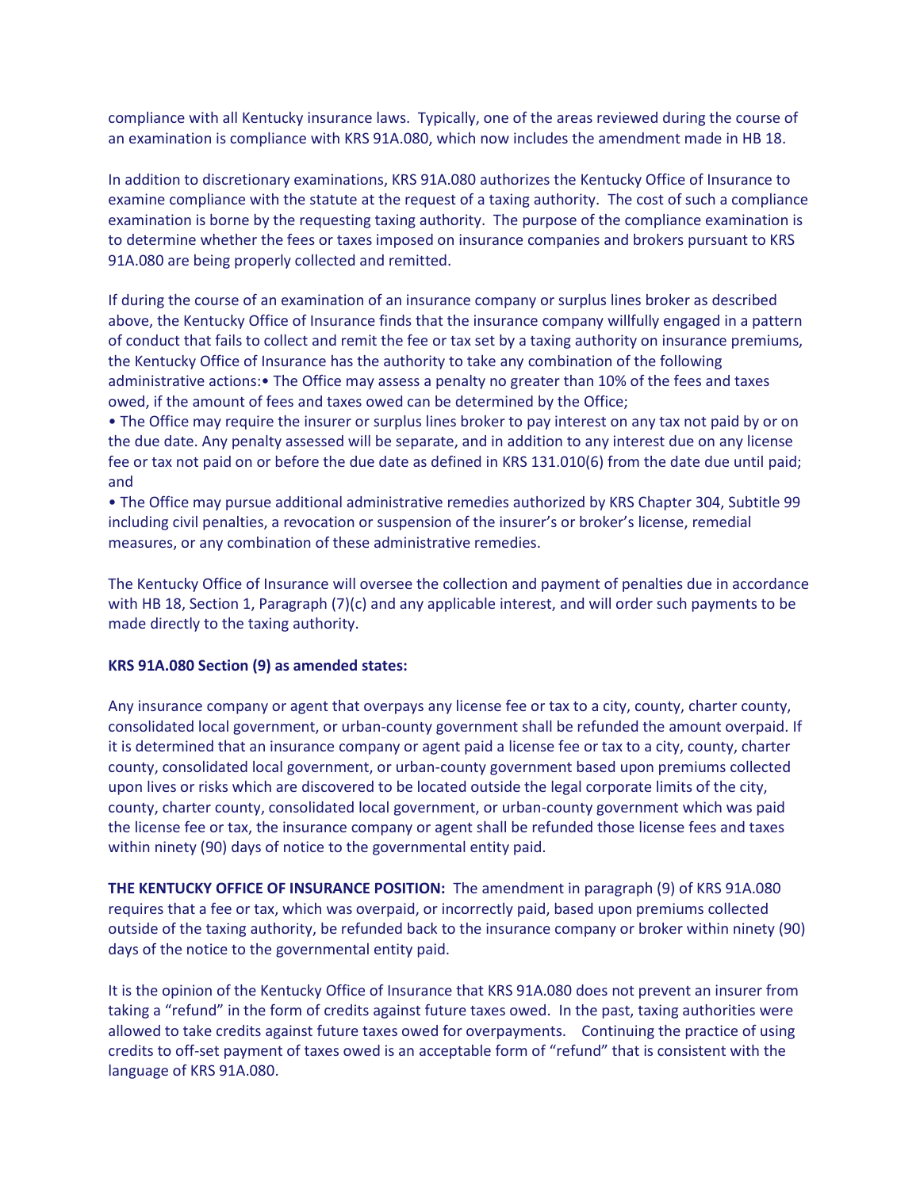compliance with all Kentucky insurance laws. Typically, one of the areas reviewed during the course of an examination is compliance with KRS 91A.080, which now includes the amendment made in HB 18.

In addition to discretionary examinations, KRS 91A.080 authorizes the Kentucky Office of Insurance to examine compliance with the statute at the request of a taxing authority. The cost of such a compliance examination is borne by the requesting taxing authority. The purpose of the compliance examination is to determine whether the fees or taxes imposed on insurance companies and brokers pursuant to KRS 91A.080 are being properly collected and remitted.

If during the course of an examination of an insurance company or surplus lines broker as described above, the Kentucky Office of Insurance finds that the insurance company willfully engaged in a pattern of conduct that fails to collect and remit the fee or tax set by a taxing authority on insurance premiums, the Kentucky Office of Insurance has the authority to take any combination of the following administrative actions:

- The Office may assess a penalty no greater than 10% of the fees and taxes owed, if the amount of fees and taxes owed can be determined by the Office;
- The Office may require the insurer or surplus lines broker to pay interest on any tax not paid by or on the due date. Any penalty assessed will be separate, and in addition to any interest due on any license fee or tax not paid on or before the due date as defined in KRS 131.010(6) from the date due until paid; and
- The Office may pursue additional administrative remedies authorized by KRS Chapter 304, Subtitle 99 including civil penalties, a revocation or suspension of the insurer's or broker's license, remedial measures, or any combination of these administrative remedies.

The Kentucky Office of Insurance will oversee the collection and payment of penalties due in accordance with HB 18, Section 1, Paragraph (7)(c) and any applicable interest, and will order such payments to be made directly to the taxing authority.

**KRS 91A.080 Section (9) as amended states:**

Any insurance company or agent that overpays any license fee or tax to a city, county, charter county, consolidated local government, or urban-county government shall be refunded the amount overpaid. If it is determined that an insurance company or agent paid a license fee or tax to a city, county, charter county, consolidated local government, or urban-county government based upon premiums collected upon lives or risks which are discovered to be located outside the legal corporate limits of the city, county, charter county, consolidated local government, or urban-county government which was paid the license fee or tax, the insurance company or agent shall be refunded those license fees and taxes within ninety (90) days of notice to the governmental entity paid.

**THE KENTUCKY OFFICE OF INSURANCE POSITION:** The amendment in paragraph (9) of KRS 91A.080 requires that a fee or tax, which was overpaid, or incorrectly paid, based upon premiums collected outside of the taxing authority, be refunded back to the insurance company or broker within ninety (90) days of the notice to the governmental entity paid.

It is the opinion of the Kentucky Office of Insurance that KRS 91A.080 does not prevent an insurer from taking a "refund" in the form of credits against future taxes owed. In the past, taxing authorities were allowed to take credits against future taxes owed for overpayments. Continuing the practice of using credits to off-set payment of taxes owed is an acceptable form of "refund" that is consistent with the language of KRS 91A.080.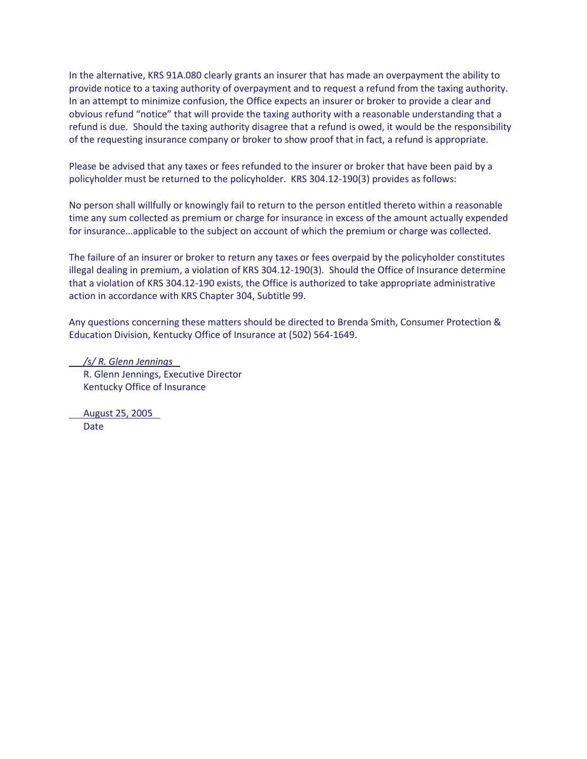In the alternative, KRS 91A.080 clearly grants an insurer that has made an overpayment the ability to provide notice to a taxing authority of overpayment and to request a refund from the taxing authority. In an attempt to minimize confusion, the Office expects an insurer or broker to provide a clear and obvious refund "notice" that will provide the taxing authority with a reasonable understanding that a refund is due. Should the taxing authority disagree that a refund is owed, it would be the responsibility of the requesting insurance company or broker to show proof that in fact, a refund is appropriate.

Please be advised that any taxes or fees refunded to the insurer or broker that have been paid by a policyholder must be returned to the policyholder. KRS 304.12-190(3) provides as follows:

No person shall willfully or knowingly fail to return to the person entitled thereto within a reasonable time any sum collected as premium or charge for insurance in excess of the amount actually expended for insurance…applicable to the subject on account of which the premium or charge was collected.

The failure of an insurer or broker to return any taxes or fees overpaid by the policyholder constitutes illegal dealing in premium, a violation of KRS 304.12-190(3). Should the Office of Insurance determine that a violation of KRS 304.12-190 exists, the Office is authorized to take appropriate administrative action in accordance with KRS Chapter 304, Subtitle 99.

Any questions concerning these matters should be directed to Brenda Smith, Consumer Protection & Education Division, Kentucky Office of Insurance at (502) 564-1649.

*/s/ R. Glenn Jennings*
R. Glenn Jennings, Executive Director
Kentucky Office of Insurance

August 25, 2005
Date